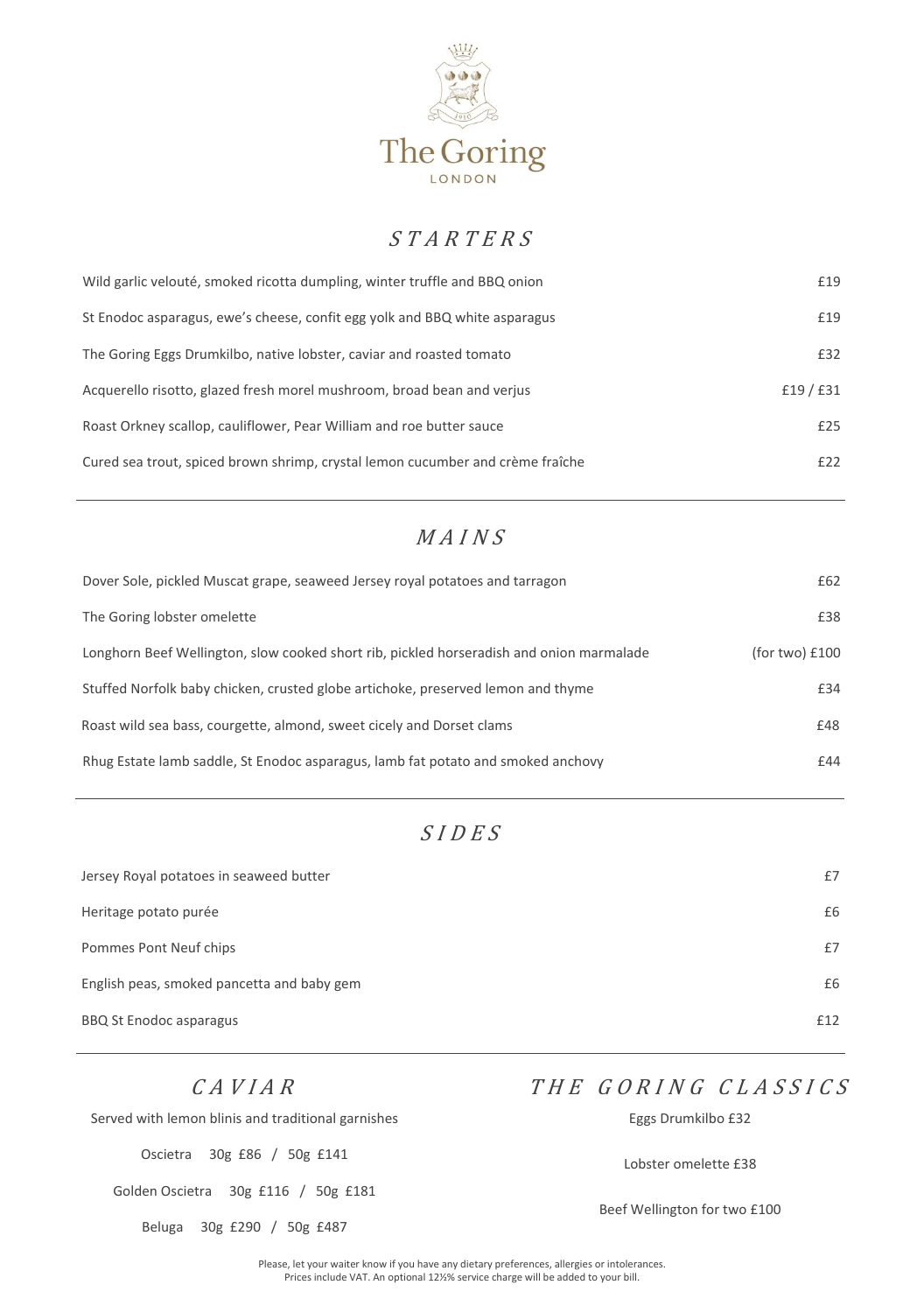# The Goring

LONDON

## STARTERS

| | |
|---|---|
| Wild garlic velouté, smoked ricotta dumpling, winter truffle and BBQ onion | £19 |
| St Enodoc asparagus, ewe's cheese, confit egg yolk and BBQ white asparagus | £19 |
| The Goring Eggs Drumkilbo, native lobster, caviar and roasted tomato | £32 |
| Acquerello risotto, glazed fresh morel mushroom, broad bean and verjus | £19 / £31 |
| Roast Orkney scallop, cauliflower, Pear William and roe butter sauce | £25 |
| Cured sea trout, spiced brown shrimp, crystal lemon cucumber and crème fraîche | £22 |

## MAINS

| | |
|---|---|
| Dover Sole, pickled Muscat grape, seaweed Jersey royal potatoes and tarragon | £62 |
| The Goring lobster omelette | £38 |
| Longhorn Beef Wellington, slow cooked short rib, pickled horseradish and onion marmalade | (for two) £100 |
| Stuffed Norfolk baby chicken, crusted globe artichoke, preserved lemon and thyme | £34 |
| Roast wild sea bass, courgette, almond, sweet cicely and Dorset clams | £48 |
| Rhug Estate lamb saddle, St Enodoc asparagus, lamb fat potato and smoked anchovy | £44 |

## SIDES

| | |
|---|---|
| Jersey Royal potatoes in seaweed butter | £7 |
| Heritage potato purée | £6 |
| Pommes Pont Neuf chips | £7 |
| English peas, smoked pancetta and baby gem | £6 |
| BBQ St Enodoc asparagus | £12 |

## CAVIAR

Served with lemon blinis and traditional garnishes

Oscietra 30g £86 / 50g £141

Golden Oscietra 30g £116 / 50g £181

Beluga 30g £290 / 50g £487

## THE GORING CLASSICS

Eggs Drumkilbo £32

Lobster omelette £38

Beef Wellington for two £100

Please, let your waiter know if you have any dietary preferences, allergies or intolerances.
Prices include VAT. An optional 12½% service charge will be added to your bill.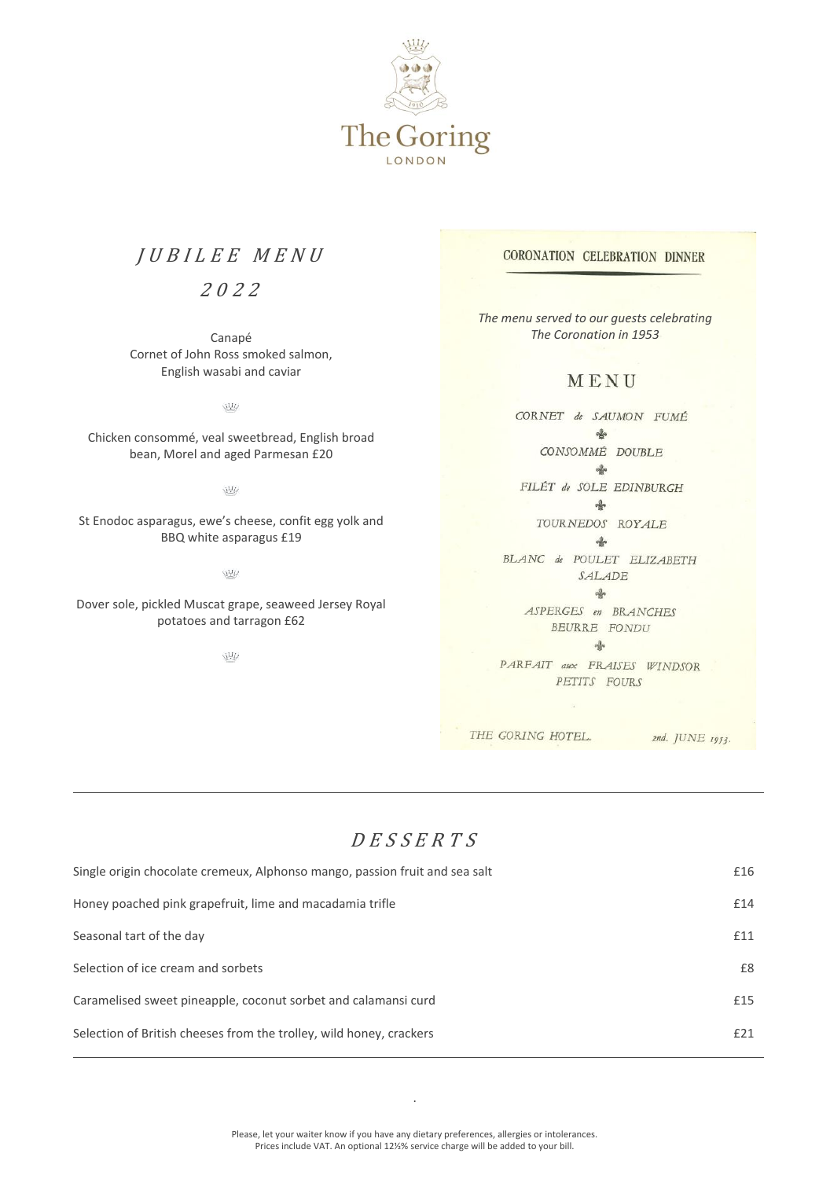# The Goring

LONDON

## *JUBILEE MENU*

## *2022*

Canapé
Cornet of John Ross smoked salmon,
English wasabi and caviar

Chicken consommé, veal sweetbread, English broad bean, Morel and aged Parmesan £20

St Enodoc asparagus, ewe's cheese, confit egg yolk and BBQ white asparagus £19

Dover sole, pickled Muscat grape, seaweed Jersey Royal potatoes and tarragon £62

## CORONATION CELEBRATION DINNER

*The menu served to our guests celebrating The Coronation in 1953*

### MENU

*CORNET de SAUMON FUMÉ*

*CONSOMMÉ DOUBLE*

*FILÉT de SOLE EDINBURGH*

*TOURNEDOS ROYALE*

*BLANC de POULET ELIZABETH SALADE*

*ASPERGES en BRANCHES BEURRE FONDU*

*PARFAIT aux FRAISES WINDSOR PETITS FOURS*

*THE GORING HOTEL.* *2nd. JUNE 1953.*

## *DESSERTS*

| | |
|---|---|
| Single origin chocolate cremeux, Alphonso mango, passion fruit and sea salt | £16 |
| Honey poached pink grapefruit, lime and macadamia trifle | £14 |
| Seasonal tart of the day | £11 |
| Selection of ice cream and sorbets | £8 |
| Caramelised sweet pineapple, coconut sorbet and calamansi curd | £15 |
| Selection of British cheeses from the trolley, wild honey, crackers | £21 |

Please, let your waiter know if you have any dietary preferences, allergies or intolerances.
Prices include VAT. An optional 12½% service charge will be added to your bill.